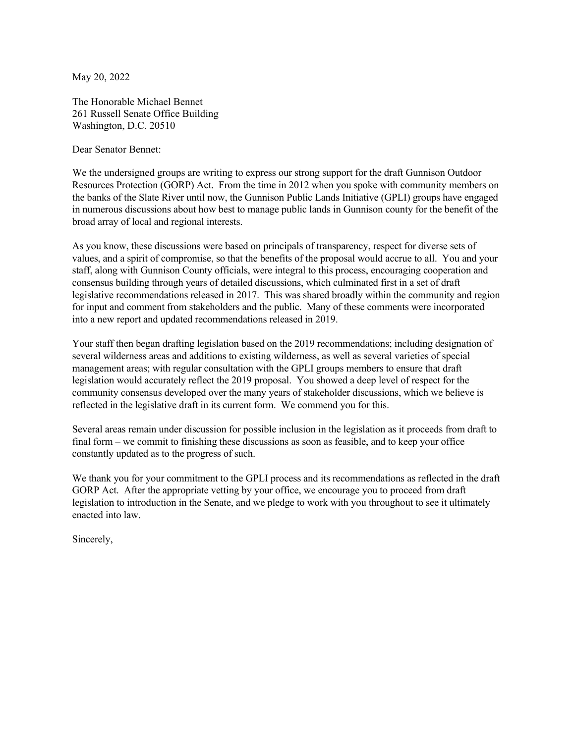May 20, 2022

The Honorable Michael Bennet
261 Russell Senate Office Building
Washington, D.C. 20510

Dear Senator Bennet:

We the undersigned groups are writing to express our strong support for the draft Gunnison Outdoor Resources Protection (GORP) Act. From the time in 2012 when you spoke with community members on the banks of the Slate River until now, the Gunnison Public Lands Initiative (GPLI) groups have engaged in numerous discussions about how best to manage public lands in Gunnison county for the benefit of the broad array of local and regional interests.

As you know, these discussions were based on principals of transparency, respect for diverse sets of values, and a spirit of compromise, so that the benefits of the proposal would accrue to all. You and your staff, along with Gunnison County officials, were integral to this process, encouraging cooperation and consensus building through years of detailed discussions, which culminated first in a set of draft legislative recommendations released in 2017. This was shared broadly within the community and region for input and comment from stakeholders and the public. Many of these comments were incorporated into a new report and updated recommendations released in 2019.

Your staff then began drafting legislation based on the 2019 recommendations; including designation of several wilderness areas and additions to existing wilderness, as well as several varieties of special management areas; with regular consultation with the GPLI groups members to ensure that draft legislation would accurately reflect the 2019 proposal. You showed a deep level of respect for the community consensus developed over the many years of stakeholder discussions, which we believe is reflected in the legislative draft in its current form. We commend you for this.

Several areas remain under discussion for possible inclusion in the legislation as it proceeds from draft to final form – we commit to finishing these discussions as soon as feasible, and to keep your office constantly updated as to the progress of such.

We thank you for your commitment to the GPLI process and its recommendations as reflected in the draft GORP Act. After the appropriate vetting by your office, we encourage you to proceed from draft legislation to introduction in the Senate, and we pledge to work with you throughout to see it ultimately enacted into law.

Sincerely,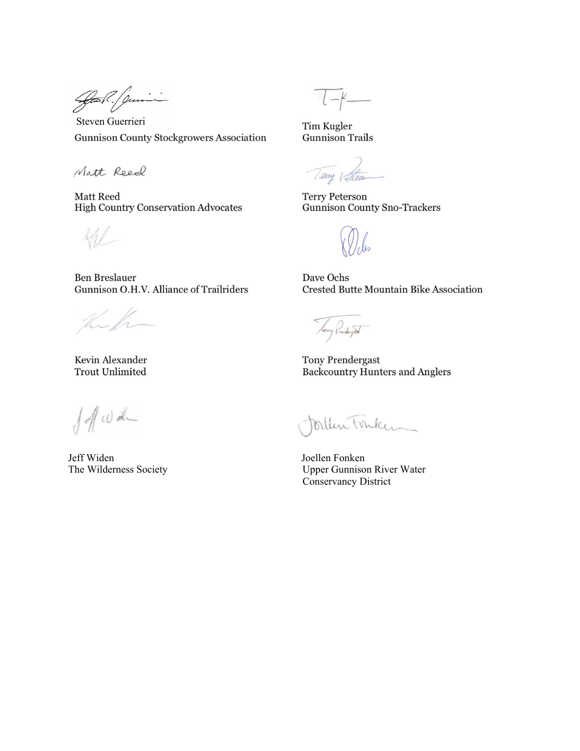Steven Guerrieri
Gunnison County Stockgrowers Association

Tim Kugler
Gunnison Trails

Matt Reed

Matt Reed
High Country Conservation Advocates

Terry Peterson
Gunnison County Sno-Trackers

Ben Breslauer
Gunnison O.H.V. Alliance of Trailriders

Dave Ochs
Crested Butte Mountain Bike Association

Kevin Alexander
Trout Unlimited

Tony Prendergast
Backcountry Hunters and Anglers

Jeff Widen
The Wilderness Society

Joellen Fonken
Upper Gunnison River Water Conservancy District